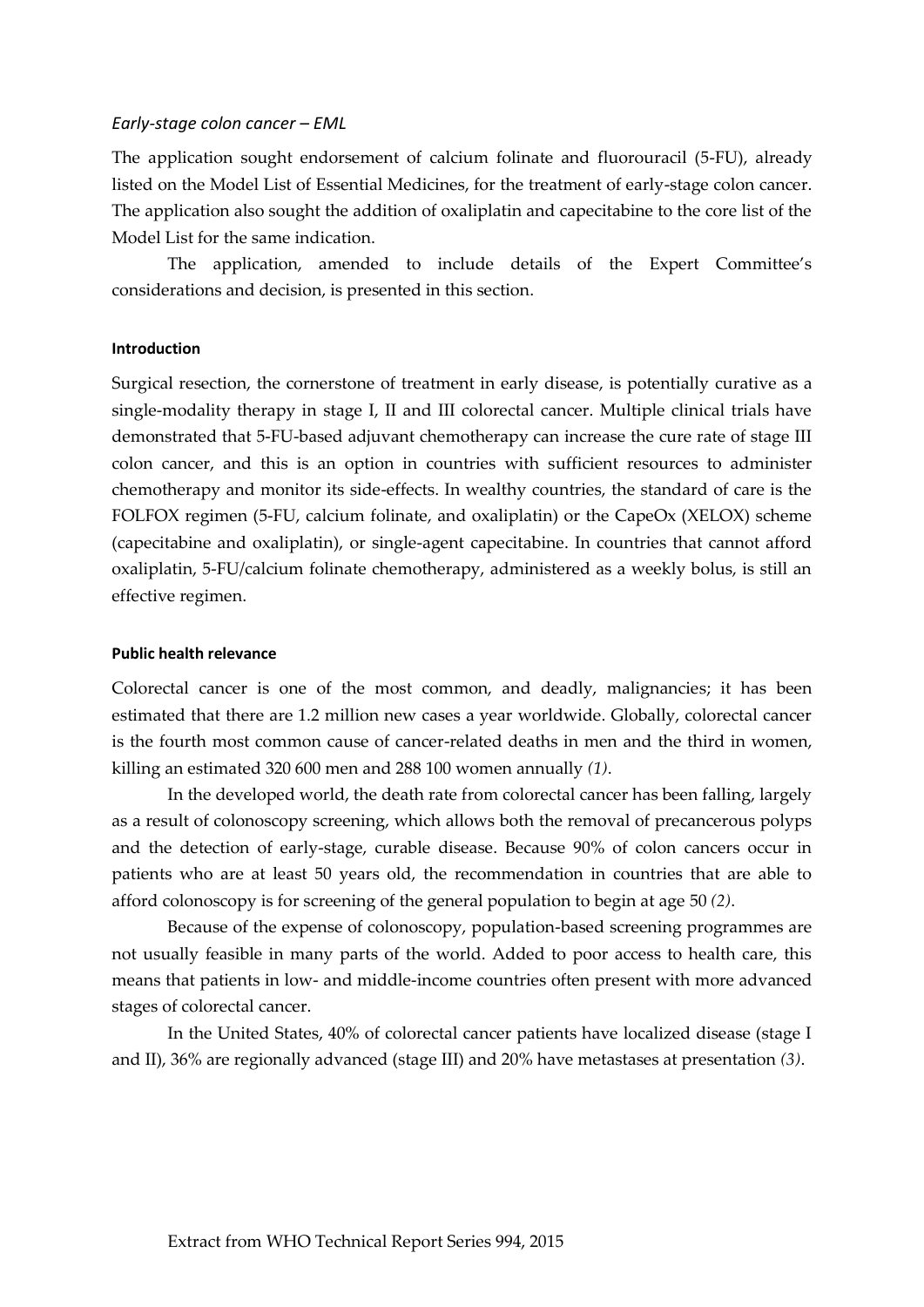*Early-stage colon cancer – EML*

The application sought endorsement of calcium folinate and fluorouracil (5-FU), already listed on the Model List of Essential Medicines, for the treatment of early-stage colon cancer. The application also sought the addition of oxaliplatin and capecitabine to the core list of the Model List for the same indication.

The application, amended to include details of the Expert Committee's considerations and decision, is presented in this section.

**Introduction**

Surgical resection, the cornerstone of treatment in early disease, is potentially curative as a single-modality therapy in stage I, II and III colorectal cancer. Multiple clinical trials have demonstrated that 5-FU-based adjuvant chemotherapy can increase the cure rate of stage III colon cancer, and this is an option in countries with sufficient resources to administer chemotherapy and monitor its side-effects. In wealthy countries, the standard of care is the FOLFOX regimen (5-FU, calcium folinate, and oxaliplatin) or the CapeOx (XELOX) scheme (capecitabine and oxaliplatin), or single-agent capecitabine. In countries that cannot afford oxaliplatin, 5-FU/calcium folinate chemotherapy, administered as a weekly bolus, is still an effective regimen.

**Public health relevance**

Colorectal cancer is one of the most common, and deadly, malignancies; it has been estimated that there are 1.2 million new cases a year worldwide. Globally, colorectal cancer is the fourth most common cause of cancer-related deaths in men and the third in women, killing an estimated 320 600 men and 288 100 women annually *(1)*.

In the developed world, the death rate from colorectal cancer has been falling, largely as a result of colonoscopy screening, which allows both the removal of precancerous polyps and the detection of early-stage, curable disease. Because 90% of colon cancers occur in patients who are at least 50 years old, the recommendation in countries that are able to afford colonoscopy is for screening of the general population to begin at age 50 *(2)*.

Because of the expense of colonoscopy, population-based screening programmes are not usually feasible in many parts of the world. Added to poor access to health care, this means that patients in low- and middle-income countries often present with more advanced stages of colorectal cancer.

In the United States, 40% of colorectal cancer patients have localized disease (stage I and II), 36% are regionally advanced (stage III) and 20% have metastases at presentation *(3)*.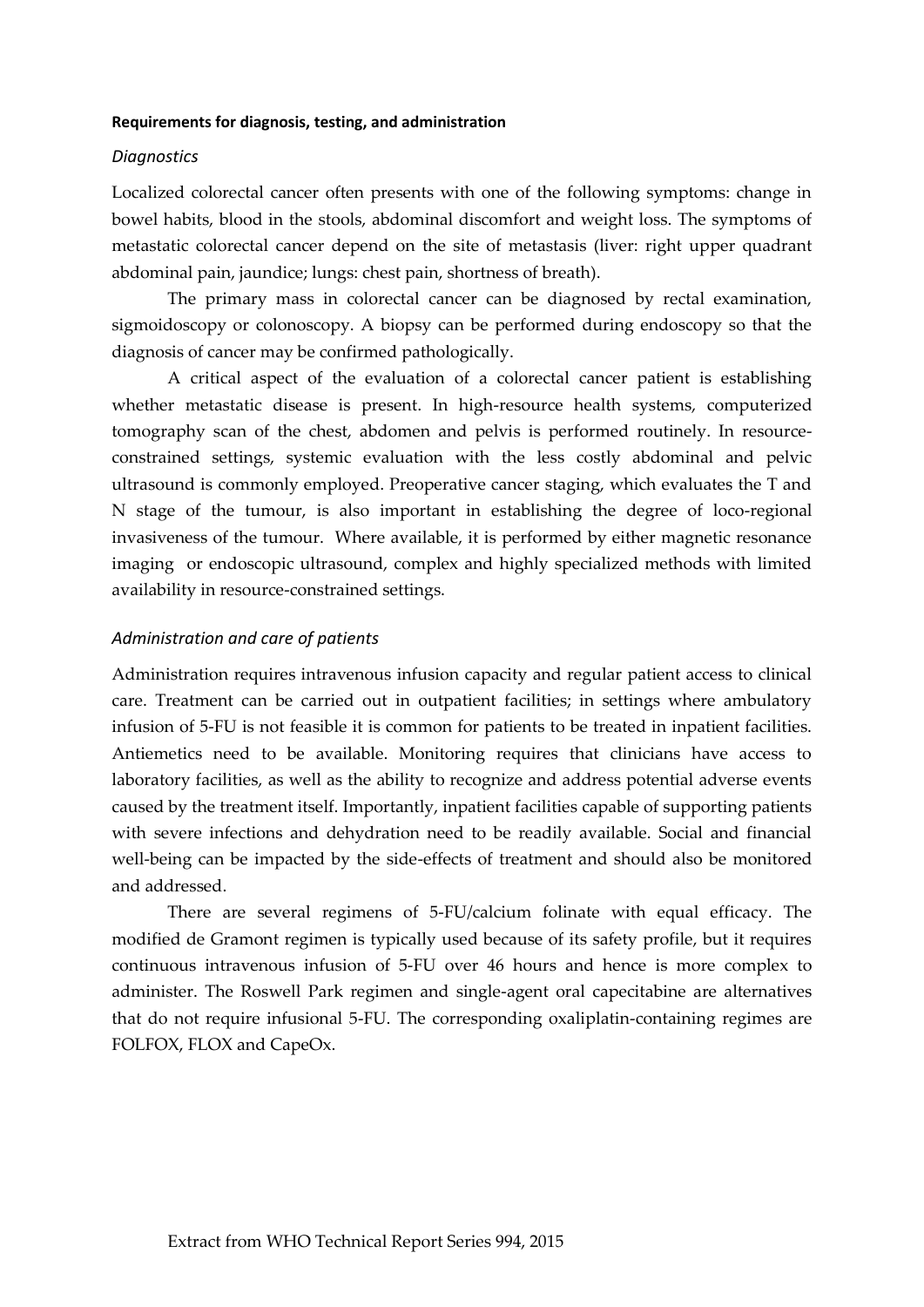**Requirements for diagnosis, testing, and administration**

*Diagnostics*

Localized colorectal cancer often presents with one of the following symptoms: change in bowel habits, blood in the stools, abdominal discomfort and weight loss. The symptoms of metastatic colorectal cancer depend on the site of metastasis (liver: right upper quadrant abdominal pain, jaundice; lungs: chest pain, shortness of breath).

The primary mass in colorectal cancer can be diagnosed by rectal examination, sigmoidoscopy or colonoscopy. A biopsy can be performed during endoscopy so that the diagnosis of cancer may be confirmed pathologically.

A critical aspect of the evaluation of a colorectal cancer patient is establishing whether metastatic disease is present. In high-resource health systems, computerized tomography scan of the chest, abdomen and pelvis is performed routinely. In resource-constrained settings, systemic evaluation with the less costly abdominal and pelvic ultrasound is commonly employed. Preoperative cancer staging, which evaluates the T and N stage of the tumour, is also important in establishing the degree of loco-regional invasiveness of the tumour. Where available, it is performed by either magnetic resonance imaging or endoscopic ultrasound, complex and highly specialized methods with limited availability in resource-constrained settings.

*Administration and care of patients*

Administration requires intravenous infusion capacity and regular patient access to clinical care. Treatment can be carried out in outpatient facilities; in settings where ambulatory infusion of 5-FU is not feasible it is common for patients to be treated in inpatient facilities. Antiemetics need to be available. Monitoring requires that clinicians have access to laboratory facilities, as well as the ability to recognize and address potential adverse events caused by the treatment itself. Importantly, inpatient facilities capable of supporting patients with severe infections and dehydration need to be readily available. Social and financial well-being can be impacted by the side-effects of treatment and should also be monitored and addressed.

There are several regimens of 5-FU/calcium folinate with equal efficacy. The modified de Gramont regimen is typically used because of its safety profile, but it requires continuous intravenous infusion of 5-FU over 46 hours and hence is more complex to administer. The Roswell Park regimen and single-agent oral capecitabine are alternatives that do not require infusional 5-FU. The corresponding oxaliplatin-containing regimes are FOLFOX, FLOX and CapeOx.

Extract from WHO Technical Report Series 994, 2015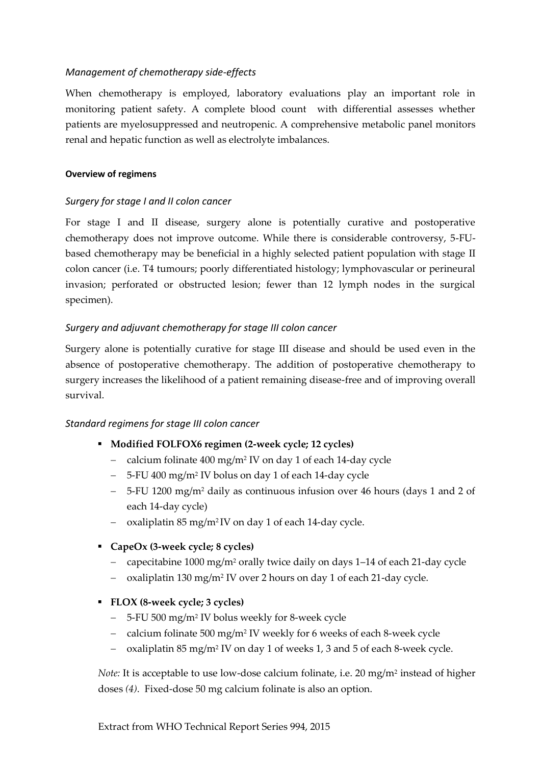*Management of chemotherapy side-effects*

When chemotherapy is employed, laboratory evaluations play an important role in monitoring patient safety. A complete blood count with differential assesses whether patients are myelosuppressed and neutropenic. A comprehensive metabolic panel monitors renal and hepatic function as well as electrolyte imbalances.

**Overview of regimens**

*Surgery for stage I and II colon cancer*

For stage I and II disease, surgery alone is potentially curative and postoperative chemotherapy does not improve outcome. While there is considerable controversy, 5-FU-based chemotherapy may be beneficial in a highly selected patient population with stage II colon cancer (i.e. T4 tumours; poorly differentiated histology; lymphovascular or perineural invasion; perforated or obstructed lesion; fewer than 12 lymph nodes in the surgical specimen).

*Surgery and adjuvant chemotherapy for stage III colon cancer*

Surgery alone is potentially curative for stage III disease and should be used even in the absence of postoperative chemotherapy. The addition of postoperative chemotherapy to surgery increases the likelihood of a patient remaining disease-free and of improving overall survival.

*Standard regimens for stage III colon cancer*

- **Modified FOLFOX6 regimen (2-week cycle; 12 cycles)**
  - calcium folinate 400 mg/m$^2$ IV on day 1 of each 14-day cycle
  - 5-FU 400 mg/m$^2$ IV bolus on day 1 of each 14-day cycle
  - 5-FU 1200 mg/m$^2$ daily as continuous infusion over 46 hours (days 1 and 2 of each 14-day cycle)
  - oxaliplatin 85 mg/m$^2$ IV on day 1 of each 14-day cycle.
- **CapeOx (3-week cycle; 8 cycles)**
  - capecitabine 1000 mg/m$^2$ orally twice daily on days 1–14 of each 21-day cycle
  - oxaliplatin 130 mg/m$^2$ IV over 2 hours on day 1 of each 21-day cycle.
- **FLOX (8-week cycle; 3 cycles)**
  - 5-FU 500 mg/m$^2$ IV bolus weekly for 8-week cycle
  - calcium folinate 500 mg/m$^2$ IV weekly for 6 weeks of each 8-week cycle
  - oxaliplatin 85 mg/m$^2$ IV on day 1 of weeks 1, 3 and 5 of each 8-week cycle.

*Note:* It is acceptable to use low-dose calcium folinate, i.e. 20 mg/m$^2$ instead of higher doses *(4)*. Fixed-dose 50 mg calcium folinate is also an option.

Extract from WHO Technical Report Series 994, 2015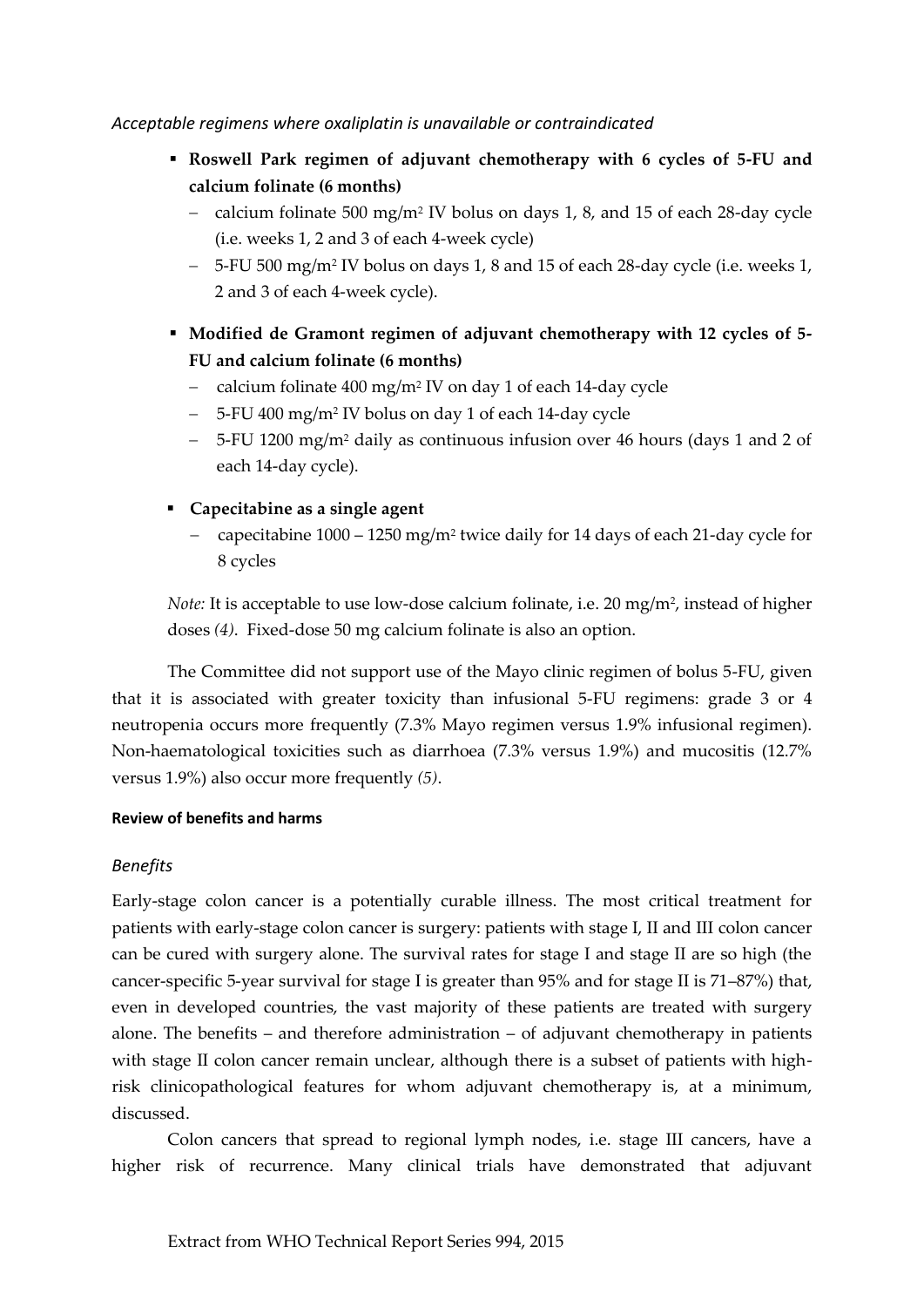*Acceptable regimens where oxaliplatin is unavailable or contraindicated*

- **Roswell Park regimen of adjuvant chemotherapy with 6 cycles of 5-FU and calcium folinate (6 months)**
  - calcium folinate 500 mg/m$^2$ IV bolus on days 1, 8, and 15 of each 28-day cycle (i.e. weeks 1, 2 and 3 of each 4-week cycle)
  - 5-FU 500 mg/m$^2$ IV bolus on days 1, 8 and 15 of each 28-day cycle (i.e. weeks 1, 2 and 3 of each 4-week cycle).
- **Modified de Gramont regimen of adjuvant chemotherapy with 12 cycles of 5-FU and calcium folinate (6 months)**
  - calcium folinate 400 mg/m$^2$ IV on day 1 of each 14-day cycle
  - 5-FU 400 mg/m$^2$ IV bolus on day 1 of each 14-day cycle
  - 5-FU 1200 mg/m$^2$ daily as continuous infusion over 46 hours (days 1 and 2 of each 14-day cycle).
- **Capecitabine as a single agent**
  - capecitabine 1000 – 1250 mg/m$^2$ twice daily for 14 days of each 21-day cycle for 8 cycles

*Note:* It is acceptable to use low-dose calcium folinate, i.e. 20 mg/m$^2$, instead of higher doses *(4)*. Fixed-dose 50 mg calcium folinate is also an option.

The Committee did not support use of the Mayo clinic regimen of bolus 5-FU, given that it is associated with greater toxicity than infusional 5-FU regimens: grade 3 or 4 neutropenia occurs more frequently (7.3% Mayo regimen versus 1.9% infusional regimen). Non-haematological toxicities such as diarrhoea (7.3% versus 1.9%) and mucositis (12.7% versus 1.9%) also occur more frequently *(5)*.

**Review of benefits and harms**

*Benefits*

Early-stage colon cancer is a potentially curable illness. The most critical treatment for patients with early-stage colon cancer is surgery: patients with stage I, II and III colon cancer can be cured with surgery alone. The survival rates for stage I and stage II are so high (the cancer-specific 5-year survival for stage I is greater than 95% and for stage II is 71–87%) that, even in developed countries, the vast majority of these patients are treated with surgery alone. The benefits – and therefore administration – of adjuvant chemotherapy in patients with stage II colon cancer remain unclear, although there is a subset of patients with high-risk clinicopathological features for whom adjuvant chemotherapy is, at a minimum, discussed.

Colon cancers that spread to regional lymph nodes, i.e. stage III cancers, have a higher risk of recurrence. Many clinical trials have demonstrated that adjuvant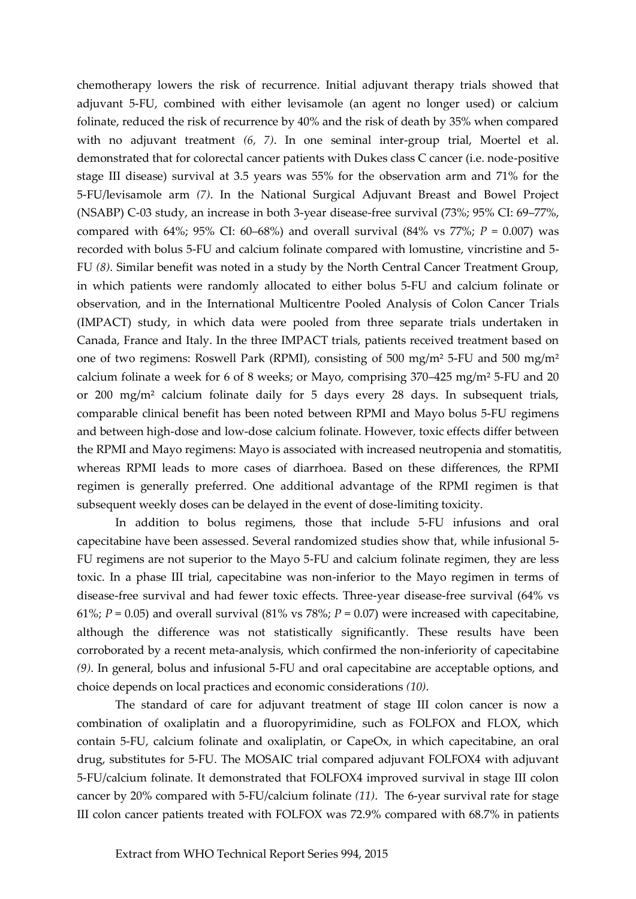chemotherapy lowers the risk of recurrence. Initial adjuvant therapy trials showed that adjuvant 5-FU, combined with either levisamole (an agent no longer used) or calcium folinate, reduced the risk of recurrence by 40% and the risk of death by 35% when compared with no adjuvant treatment *(6, 7)*. In one seminal inter-group trial, Moertel et al. demonstrated that for colorectal cancer patients with Dukes class C cancer (i.e. node-positive stage III disease) survival at 3.5 years was 55% for the observation arm and 71% for the 5-FU/levisamole arm *(7)*. In the National Surgical Adjuvant Breast and Bowel Project (NSABP) C-03 study, an increase in both 3-year disease-free survival (73%; 95% CI: 69–77%, compared with 64%; 95% CI: 60–68%) and overall survival (84% vs 77%; $P = 0.007$) was recorded with bolus 5-FU and calcium folinate compared with lomustine, vincristine and 5-FU *(8)*. Similar benefit was noted in a study by the North Central Cancer Treatment Group, in which patients were randomly allocated to either bolus 5-FU and calcium folinate or observation, and in the International Multicentre Pooled Analysis of Colon Cancer Trials (IMPACT) study, in which data were pooled from three separate trials undertaken in Canada, France and Italy. In the three IMPACT trials, patients received treatment based on one of two regimens: Roswell Park (RPMI), consisting of 500 mg/m² 5-FU and 500 mg/m² calcium folinate a week for 6 of 8 weeks; or Mayo, comprising 370–425 mg/m² 5-FU and 20 or 200 mg/m² calcium folinate daily for 5 days every 28 days. In subsequent trials, comparable clinical benefit has been noted between RPMI and Mayo bolus 5-FU regimens and between high-dose and low-dose calcium folinate. However, toxic effects differ between the RPMI and Mayo regimens: Mayo is associated with increased neutropenia and stomatitis, whereas RPMI leads to more cases of diarrhoea. Based on these differences, the RPMI regimen is generally preferred. One additional advantage of the RPMI regimen is that subsequent weekly doses can be delayed in the event of dose-limiting toxicity.

In addition to bolus regimens, those that include 5-FU infusions and oral capecitabine have been assessed. Several randomized studies show that, while infusional 5-FU regimens are not superior to the Mayo 5-FU and calcium folinate regimen, they are less toxic. In a phase III trial, capecitabine was non-inferior to the Mayo regimen in terms of disease-free survival and had fewer toxic effects. Three-year disease-free survival (64% vs 61%; $P = 0.05$) and overall survival (81% vs 78%; $P = 0.07$) were increased with capecitabine, although the difference was not statistically significantly. These results have been corroborated by a recent meta-analysis, which confirmed the non-inferiority of capecitabine *(9)*. In general, bolus and infusional 5-FU and oral capecitabine are acceptable options, and choice depends on local practices and economic considerations *(10)*.

The standard of care for adjuvant treatment of stage III colon cancer is now a combination of oxaliplatin and a fluoropyrimidine, such as FOLFOX and FLOX, which contain 5-FU, calcium folinate and oxaliplatin, or CapeOx, in which capecitabine, an oral drug, substitutes for 5-FU. The MOSAIC trial compared adjuvant FOLFOX4 with adjuvant 5-FU/calcium folinate. It demonstrated that FOLFOX4 improved survival in stage III colon cancer by 20% compared with 5-FU/calcium folinate *(11)*. The 6-year survival rate for stage III colon cancer patients treated with FOLFOX was 72.9% compared with 68.7% in patients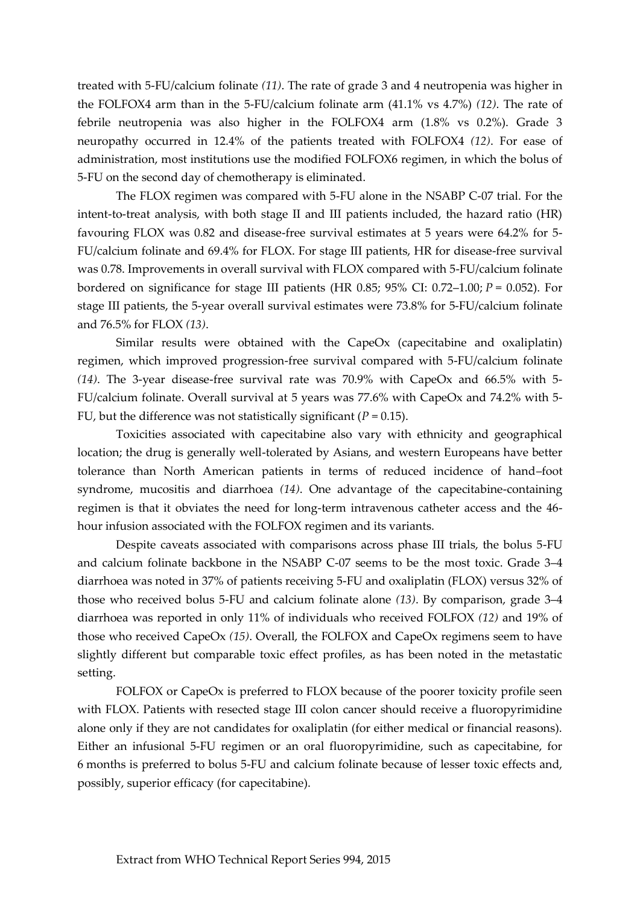treated with 5-FU/calcium folinate *(11)*. The rate of grade 3 and 4 neutropenia was higher in the FOLFOX4 arm than in the 5-FU/calcium folinate arm (41.1% vs 4.7%) *(12)*. The rate of febrile neutropenia was also higher in the FOLFOX4 arm (1.8% vs 0.2%). Grade 3 neuropathy occurred in 12.4% of the patients treated with FOLFOX4 *(12)*. For ease of administration, most institutions use the modified FOLFOX6 regimen, in which the bolus of 5-FU on the second day of chemotherapy is eliminated.

The FLOX regimen was compared with 5-FU alone in the NSABP C-07 trial. For the intent-to-treat analysis, with both stage II and III patients included, the hazard ratio (HR) favouring FLOX was 0.82 and disease-free survival estimates at 5 years were 64.2% for 5-FU/calcium folinate and 69.4% for FLOX. For stage III patients, HR for disease-free survival was 0.78. Improvements in overall survival with FLOX compared with 5-FU/calcium folinate bordered on significance for stage III patients (HR 0.85; 95% CI: 0.72–1.00; $P = 0.052$). For stage III patients, the 5-year overall survival estimates were 73.8% for 5-FU/calcium folinate and 76.5% for FLOX *(13)*.

Similar results were obtained with the CapeOx (capecitabine and oxaliplatin) regimen, which improved progression-free survival compared with 5-FU/calcium folinate *(14)*. The 3-year disease-free survival rate was 70.9% with CapeOx and 66.5% with 5-FU/calcium folinate. Overall survival at 5 years was 77.6% with CapeOx and 74.2% with 5-FU, but the difference was not statistically significant ($P = 0.15$).

Toxicities associated with capecitabine also vary with ethnicity and geographical location; the drug is generally well-tolerated by Asians, and western Europeans have better tolerance than North American patients in terms of reduced incidence of hand–foot syndrome, mucositis and diarrhoea *(14)*. One advantage of the capecitabine-containing regimen is that it obviates the need for long-term intravenous catheter access and the 46-hour infusion associated with the FOLFOX regimen and its variants.

Despite caveats associated with comparisons across phase III trials, the bolus 5-FU and calcium folinate backbone in the NSABP C-07 seems to be the most toxic. Grade 3–4 diarrhoea was noted in 37% of patients receiving 5-FU and oxaliplatin (FLOX) versus 32% of those who received bolus 5-FU and calcium folinate alone *(13)*. By comparison, grade 3–4 diarrhoea was reported in only 11% of individuals who received FOLFOX *(12)* and 19% of those who received CapeOx *(15)*. Overall, the FOLFOX and CapeOx regimens seem to have slightly different but comparable toxic effect profiles, as has been noted in the metastatic setting.

FOLFOX or CapeOx is preferred to FLOX because of the poorer toxicity profile seen with FLOX. Patients with resected stage III colon cancer should receive a fluoropyrimidine alone only if they are not candidates for oxaliplatin (for either medical or financial reasons). Either an infusional 5-FU regimen or an oral fluoropyrimidine, such as capecitabine, for 6 months is preferred to bolus 5-FU and calcium folinate because of lesser toxic effects and, possibly, superior efficacy (for capecitabine).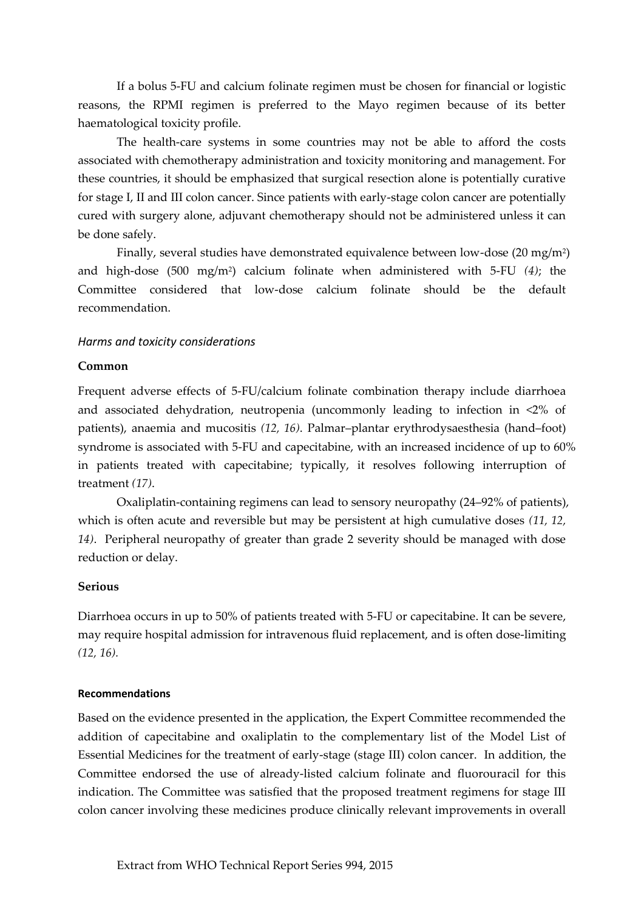If a bolus 5-FU and calcium folinate regimen must be chosen for financial or logistic reasons, the RPMI regimen is preferred to the Mayo regimen because of its better haematological toxicity profile.

The health-care systems in some countries may not be able to afford the costs associated with chemotherapy administration and toxicity monitoring and management. For these countries, it should be emphasized that surgical resection alone is potentially curative for stage I, II and III colon cancer. Since patients with early-stage colon cancer are potentially cured with surgery alone, adjuvant chemotherapy should not be administered unless it can be done safely.

Finally, several studies have demonstrated equivalence between low-dose (20 mg/m$^2$) and high-dose (500 mg/m$^2$) calcium folinate when administered with 5-FU *(4)*; the Committee considered that low-dose calcium folinate should be the default recommendation.

*Harms and toxicity considerations*

**Common**

Frequent adverse effects of 5-FU/calcium folinate combination therapy include diarrhoea and associated dehydration, neutropenia (uncommonly leading to infection in <2% of patients), anaemia and mucositis *(12, 16)*. Palmar–plantar erythrodysaesthesia (hand–foot) syndrome is associated with 5-FU and capecitabine, with an increased incidence of up to 60% in patients treated with capecitabine; typically, it resolves following interruption of treatment *(17)*.

Oxaliplatin-containing regimens can lead to sensory neuropathy (24–92% of patients), which is often acute and reversible but may be persistent at high cumulative doses *(11, 12, 14)*. Peripheral neuropathy of greater than grade 2 severity should be managed with dose reduction or delay.

**Serious**

Diarrhoea occurs in up to 50% of patients treated with 5-FU or capecitabine. It can be severe, may require hospital admission for intravenous fluid replacement, and is often dose-limiting *(12, 16)*.

**Recommendations**

Based on the evidence presented in the application, the Expert Committee recommended the addition of capecitabine and oxaliplatin to the complementary list of the Model List of Essential Medicines for the treatment of early-stage (stage III) colon cancer. In addition, the Committee endorsed the use of already-listed calcium folinate and fluorouracil for this indication. The Committee was satisfied that the proposed treatment regimens for stage III colon cancer involving these medicines produce clinically relevant improvements in overall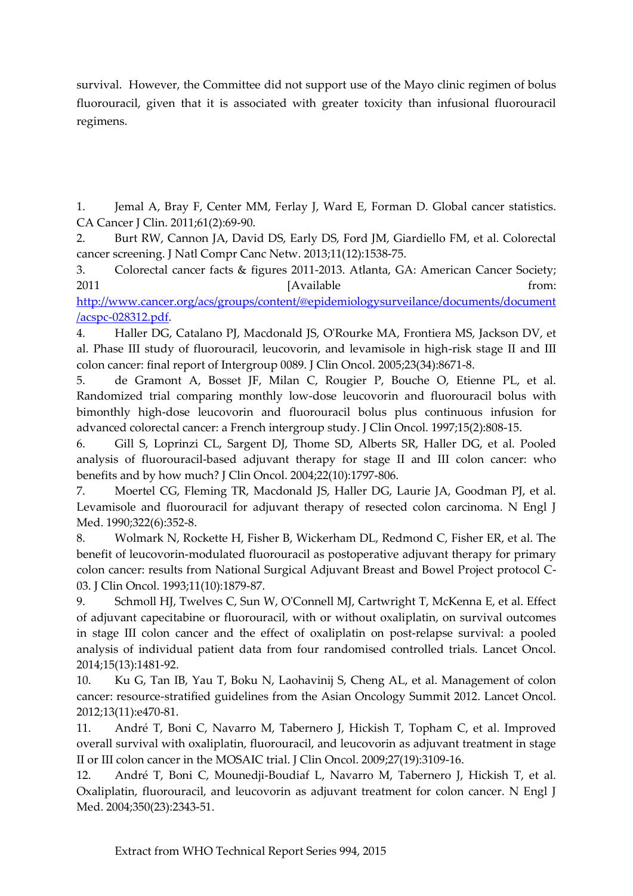survival. However, the Committee did not support use of the Mayo clinic regimen of bolus fluorouracil, given that it is associated with greater toxicity than infusional fluorouracil regimens.

1. Jemal A, Bray F, Center MM, Ferlay J, Ward E, Forman D. Global cancer statistics. CA Cancer J Clin. 2011;61(2):69-90.
2. Burt RW, Cannon JA, David DS, Early DS, Ford JM, Giardiello FM, et al. Colorectal cancer screening. J Natl Compr Canc Netw. 2013;11(12):1538-75.
3. Colorectal cancer facts & figures 2011-2013. Atlanta, GA: American Cancer Society; 2011 [Available from: http://www.cancer.org/acs/groups/content/@epidemiologysurveilance/documents/document/acspc-028312.pdf.
4. Haller DG, Catalano PJ, Macdonald JS, O'Rourke MA, Frontiera MS, Jackson DV, et al. Phase III study of fluorouracil, leucovorin, and levamisole in high-risk stage II and III colon cancer: final report of Intergroup 0089. J Clin Oncol. 2005;23(34):8671-8.
5. de Gramont A, Bosset JF, Milan C, Rougier P, Bouche O, Etienne PL, et al. Randomized trial comparing monthly low-dose leucovorin and fluorouracil bolus with bimonthly high-dose leucovorin and fluorouracil bolus plus continuous infusion for advanced colorectal cancer: a French intergroup study. J Clin Oncol. 1997;15(2):808-15.
6. Gill S, Loprinzi CL, Sargent DJ, Thome SD, Alberts SR, Haller DG, et al. Pooled analysis of fluorouracil-based adjuvant therapy for stage II and III colon cancer: who benefits and by how much? J Clin Oncol. 2004;22(10):1797-806.
7. Moertel CG, Fleming TR, Macdonald JS, Haller DG, Laurie JA, Goodman PJ, et al. Levamisole and fluorouracil for adjuvant therapy of resected colon carcinoma. N Engl J Med. 1990;322(6):352-8.
8. Wolmark N, Rockette H, Fisher B, Wickerham DL, Redmond C, Fisher ER, et al. The benefit of leucovorin-modulated fluorouracil as postoperative adjuvant therapy for primary colon cancer: results from National Surgical Adjuvant Breast and Bowel Project protocol C-03. J Clin Oncol. 1993;11(10):1879-87.
9. Schmoll HJ, Twelves C, Sun W, O'Connell MJ, Cartwright T, McKenna E, et al. Effect of adjuvant capecitabine or fluorouracil, with or without oxaliplatin, on survival outcomes in stage III colon cancer and the effect of oxaliplatin on post-relapse survival: a pooled analysis of individual patient data from four randomised controlled trials. Lancet Oncol. 2014;15(13):1481-92.
10. Ku G, Tan IB, Yau T, Boku N, Laohavinij S, Cheng AL, et al. Management of colon cancer: resource-stratified guidelines from the Asian Oncology Summit 2012. Lancet Oncol. 2012;13(11):e470-81.
11. André T, Boni C, Navarro M, Tabernero J, Hickish T, Topham C, et al. Improved overall survival with oxaliplatin, fluorouracil, and leucovorin as adjuvant treatment in stage II or III colon cancer in the MOSAIC trial. J Clin Oncol. 2009;27(19):3109-16.
12. André T, Boni C, Mounedji-Boudiaf L, Navarro M, Tabernero J, Hickish T, et al. Oxaliplatin, fluorouracil, and leucovorin as adjuvant treatment for colon cancer. N Engl J Med. 2004;350(23):2343-51.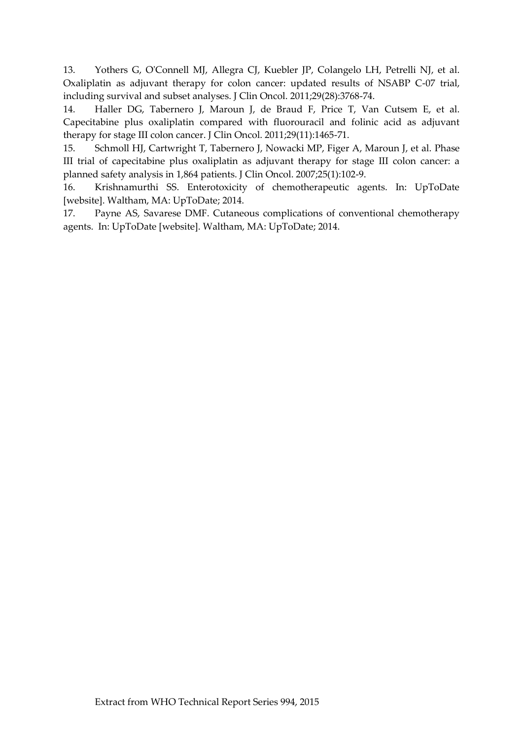13. Yothers G, O'Connell MJ, Allegra CJ, Kuebler JP, Colangelo LH, Petrelli NJ, et al. Oxaliplatin as adjuvant therapy for colon cancer: updated results of NSABP C-07 trial, including survival and subset analyses. J Clin Oncol. 2011;29(28):3768-74.

14. Haller DG, Tabernero J, Maroun J, de Braud F, Price T, Van Cutsem E, et al. Capecitabine plus oxaliplatin compared with fluorouracil and folinic acid as adjuvant therapy for stage III colon cancer. J Clin Oncol. 2011;29(11):1465-71.

15. Schmoll HJ, Cartwright T, Tabernero J, Nowacki MP, Figer A, Maroun J, et al. Phase III trial of capecitabine plus oxaliplatin as adjuvant therapy for stage III colon cancer: a planned safety analysis in 1,864 patients. J Clin Oncol. 2007;25(1):102-9.

16. Krishnamurthi SS. Enterotoxicity of chemotherapeutic agents. In: UpToDate [website]. Waltham, MA: UpToDate; 2014.

17. Payne AS, Savarese DMF. Cutaneous complications of conventional chemotherapy agents. In: UpToDate [website]. Waltham, MA: UpToDate; 2014.